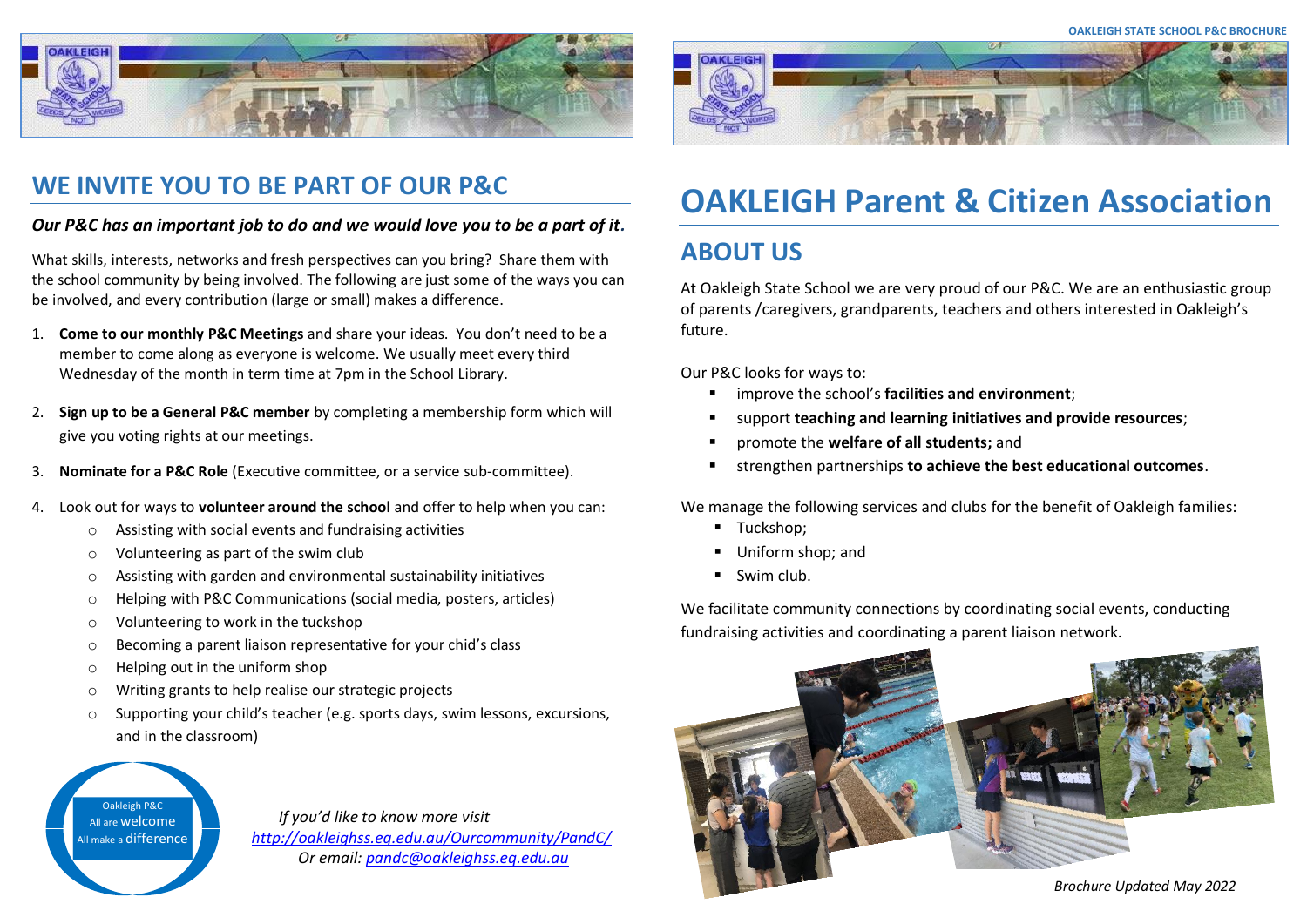## WE INVITE YOU TO BE PART OF OUR P&C

***Our P&C has an important job to do and we would love you to be a part of it.***

What skills, interests, networks and fresh perspectives can you bring? Share them with the school community by being involved. The following are just some of the ways you can be involved, and every contribution (large or small) makes a difference.

1. **Come to our monthly P&C Meetings** and share your ideas. You don't need to be a member to come along as everyone is welcome. We usually meet every third Wednesday of the month in term time at 7pm in the School Library.
2. **Sign up to be a General P&C member** by completing a membership form which will give you voting rights at our meetings.
3. **Nominate for a P&C Role** (Executive committee, or a service sub-committee).
4. Look out for ways to **volunteer around the school** and offer to help when you can:
   - Assisting with social events and fundraising activities
   - Volunteering as part of the swim club
   - Assisting with garden and environmental sustainability initiatives
   - Helping with P&C Communications (social media, posters, articles)
   - Volunteering to work in the tuckshop
   - Becoming a parent liaison representative for your chid's class
   - Helping out in the uniform shop
   - Writing grants to help realise our strategic projects
   - Supporting your child's teacher (e.g. sports days, swim lessons, excursions, and in the classroom)

Oakleigh P&C
All are welcome
All make a difference

*If you'd like to know more visit*
*http://oakleighss.eq.edu.au/Ourcommunity/PandC/*
*Or email: pandc@oakleighss.eq.edu.au*

# OAKLEIGH Parent & Citizen Association

## ABOUT US

At Oakleigh State School we are very proud of our P&C. We are an enthusiastic group of parents /caregivers, grandparents, teachers and others interested in Oakleigh's future.

Our P&C looks for ways to:

- improve the school's **facilities and environment**;
- support **teaching and learning initiatives and provide resources**;
- promote the **welfare of all students;** and
- strengthen partnerships **to achieve the best educational outcomes**.

We manage the following services and clubs for the benefit of Oakleigh families:

- Tuckshop;
- Uniform shop; and
- Swim club.

We facilitate community connections by coordinating social events, conducting fundraising activities and coordinating a parent liaison network.

*Brochure Updated May 2022*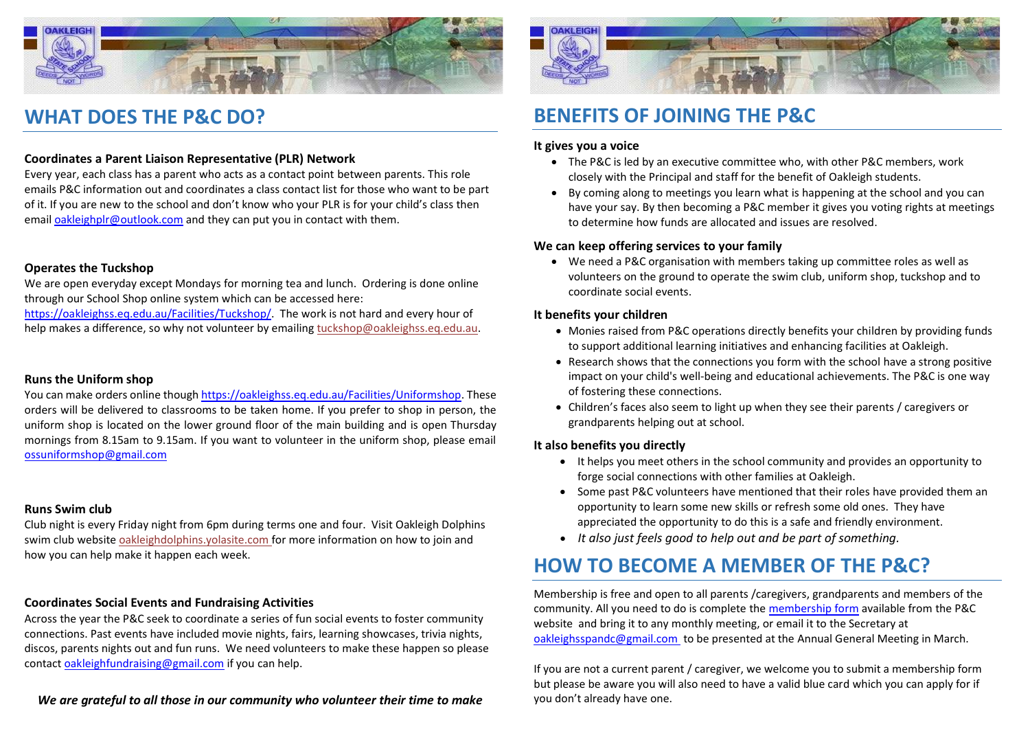# WHAT DOES THE P&C DO?

### Coordinates a Parent Liaison Representative (PLR) Network

Every year, each class has a parent who acts as a contact point between parents. This role emails P&C information out and coordinates a class contact list for those who want to be part of it. If you are new to the school and don't know who your PLR is for your child's class then email oakleighplr@outlook.com and they can put you in contact with them.

### Operates the Tuckshop

We are open everyday except Mondays for morning tea and lunch. Ordering is done online through our School Shop online system which can be accessed here: https://oakleighss.eq.edu.au/Facilities/Tuckshop/. The work is not hard and every hour of help makes a difference, so why not volunteer by emailing tuckshop@oakleighss.eq.edu.au.

### Runs the Uniform shop

You can make orders online though https://oakleighss.eq.edu.au/Facilities/Uniformshop. These orders will be delivered to classrooms to be taken home. If you prefer to shop in person, the uniform shop is located on the lower ground floor of the main building and is open Thursday mornings from 8.15am to 9.15am. If you want to volunteer in the uniform shop, please email ossuniformshop@gmail.com

### Runs Swim club

Club night is every Friday night from 6pm during terms one and four. Visit Oakleigh Dolphins swim club website oakleighdolphins.yolasite.com for more information on how to join and how you can help make it happen each week.

### Coordinates Social Events and Fundraising Activities

Across the year the P&C seek to coordinate a series of fun social events to foster community connections. Past events have included movie nights, fairs, learning showcases, trivia nights, discos, parents nights out and fun runs. We need volunteers to make these happen so please contact oakleighfundraising@gmail.com if you can help.

***We are grateful to all those in our community who volunteer their time to make***

# BENEFITS OF JOINING THE P&C

### It gives you a voice

- The P&C is led by an executive committee who, with other P&C members, work closely with the Principal and staff for the benefit of Oakleigh students.
- By coming along to meetings you learn what is happening at the school and you can have your say. By then becoming a P&C member it gives you voting rights at meetings to determine how funds are allocated and issues are resolved.

### We can keep offering services to your family

- We need a P&C organisation with members taking up committee roles as well as volunteers on the ground to operate the swim club, uniform shop, tuckshop and to coordinate social events.

### It benefits your children

- Monies raised from P&C operations directly benefits your children by providing funds to support additional learning initiatives and enhancing facilities at Oakleigh.
- Research shows that the connections you form with the school have a strong positive impact on your child's well-being and educational achievements. The P&C is one way of fostering these connections.
- Children's faces also seem to light up when they see their parents / caregivers or grandparents helping out at school.

### It also benefits you directly

- It helps you meet others in the school community and provides an opportunity to forge social connections with other families at Oakleigh.
- Some past P&C volunteers have mentioned that their roles have provided them an opportunity to learn some new skills or refresh some old ones. They have appreciated the opportunity to do this is a safe and friendly environment.
- *It also just feels good to help out and be part of something.*

# HOW TO BECOME A MEMBER OF THE P&C?

Membership is free and open to all parents /caregivers, grandparents and members of the community. All you need to do is complete the membership form available from the P&C website and bring it to any monthly meeting, or email it to the Secretary at oakleighsspandc@gmail.com to be presented at the Annual General Meeting in March.

If you are not a current parent / caregiver, we welcome you to submit a membership form but please be aware you will also need to have a valid blue card which you can apply for if you don't already have one.